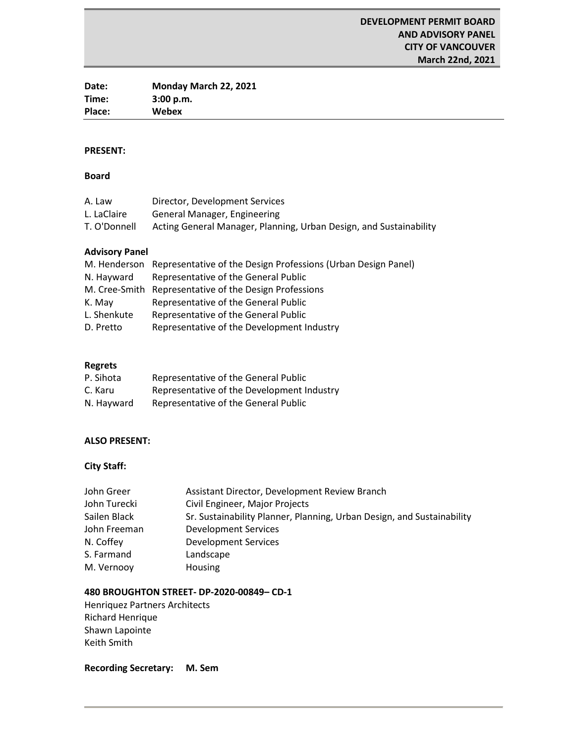**DEVELOPMENT PERMIT BOARD**
**AND ADVISORY PANEL**
**CITY OF VANCOUVER**
**March 22nd, 2021**

| | |
|---|---|
| **Date:** | **Monday March 22, 2021** |
| **Time:** | **3:00 p.m.** |
| **Place:** | **Webex** |

**PRESENT:**

**Board**

| | |
|---|---|
| A. Law | Director, Development Services |
| L. LaClaire | General Manager, Engineering |
| T. O'Donnell | Acting General Manager, Planning, Urban Design, and Sustainability |

**Advisory Panel**

| | |
|---|---|
| M. Henderson | Representative of the Design Professions (Urban Design Panel) |
| N. Hayward | Representative of the General Public |
| M. Cree-Smith | Representative of the Design Professions |
| K. May | Representative of the General Public |
| L. Shenkute | Representative of the General Public |
| D. Pretto | Representative of the Development Industry |

**Regrets**

| | |
|---|---|
| P. Sihota | Representative of the General Public |
| C. Karu | Representative of the Development Industry |
| N. Hayward | Representative of the General Public |

**ALSO PRESENT:**

**City Staff:**

| | |
|---|---|
| John Greer | Assistant Director, Development Review Branch |
| John Turecki | Civil Engineer, Major Projects |
| Sailen Black | Sr. Sustainability Planner, Planning, Urban Design, and Sustainability |
| John Freeman | Development Services |
| N. Coffey | Development Services |
| S. Farmand | Landscape |
| M. Vernooy | Housing |

**480 BROUGHTON STREET- DP-2020-00849– CD-1**

Henriquez Partners Architects
Richard Henrique
Shawn Lapointe
Keith Smith

**Recording Secretary: M. Sem**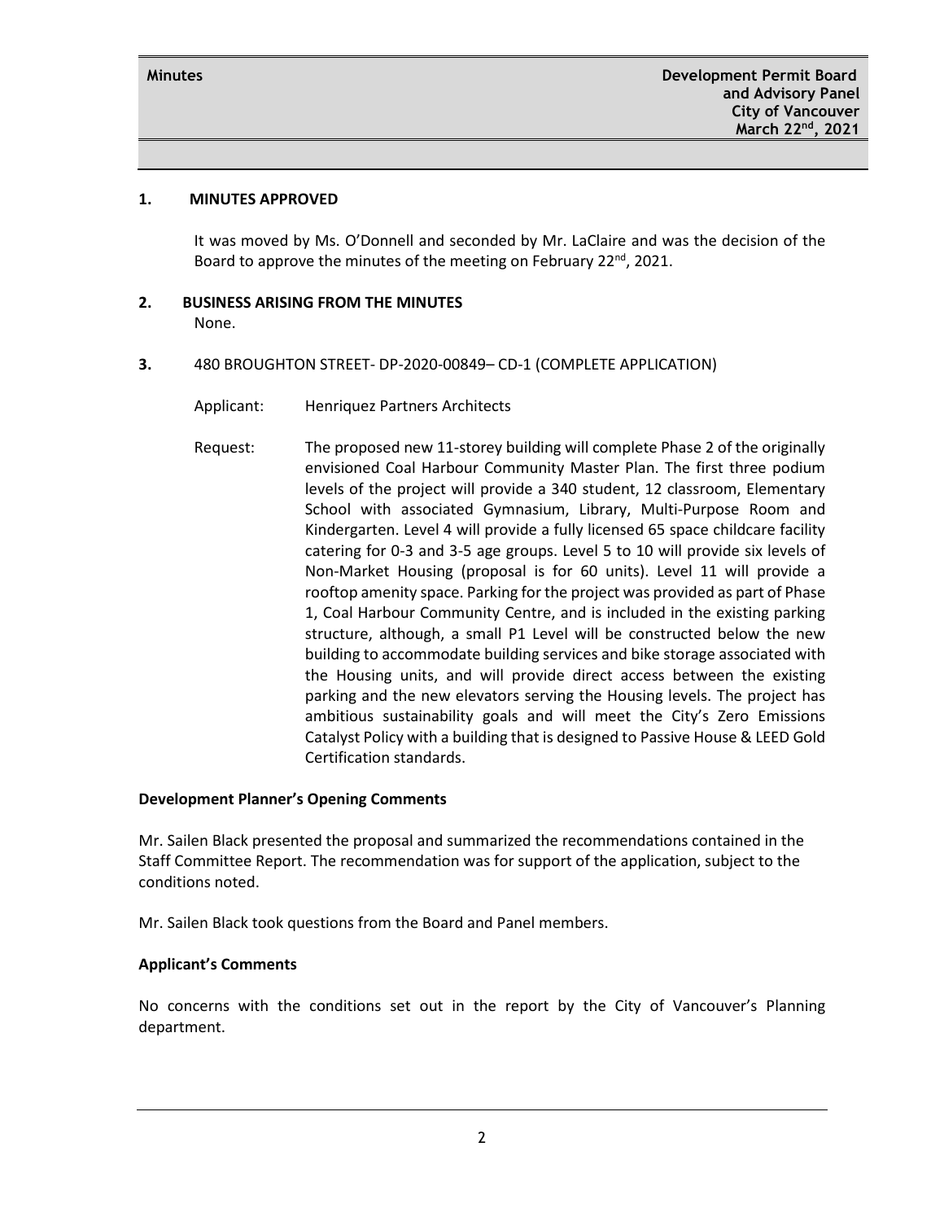## 1. MINUTES APPROVED

It was moved by Ms. O'Donnell and seconded by Mr. LaClaire and was the decision of the Board to approve the minutes of the meeting on February 22nd, 2021.

## 2. BUSINESS ARISING FROM THE MINUTES

None.

## 3. 480 BROUGHTON STREET- DP-2020-00849– CD-1 (COMPLETE APPLICATION)

Applicant: Henriquez Partners Architects

Request: The proposed new 11-storey building will complete Phase 2 of the originally envisioned Coal Harbour Community Master Plan. The first three podium levels of the project will provide a 340 student, 12 classroom, Elementary School with associated Gymnasium, Library, Multi-Purpose Room and Kindergarten. Level 4 will provide a fully licensed 65 space childcare facility catering for 0-3 and 3-5 age groups. Level 5 to 10 will provide six levels of Non-Market Housing (proposal is for 60 units). Level 11 will provide a rooftop amenity space. Parking for the project was provided as part of Phase 1, Coal Harbour Community Centre, and is included in the existing parking structure, although, a small P1 Level will be constructed below the new building to accommodate building services and bike storage associated with the Housing units, and will provide direct access between the existing parking and the new elevators serving the Housing levels. The project has ambitious sustainability goals and will meet the City's Zero Emissions Catalyst Policy with a building that is designed to Passive House & LEED Gold Certification standards.

**Development Planner's Opening Comments**

Mr. Sailen Black presented the proposal and summarized the recommendations contained in the Staff Committee Report. The recommendation was for support of the application, subject to the conditions noted.

Mr. Sailen Black took questions from the Board and Panel members.

**Applicant's Comments**

No concerns with the conditions set out in the report by the City of Vancouver's Planning department.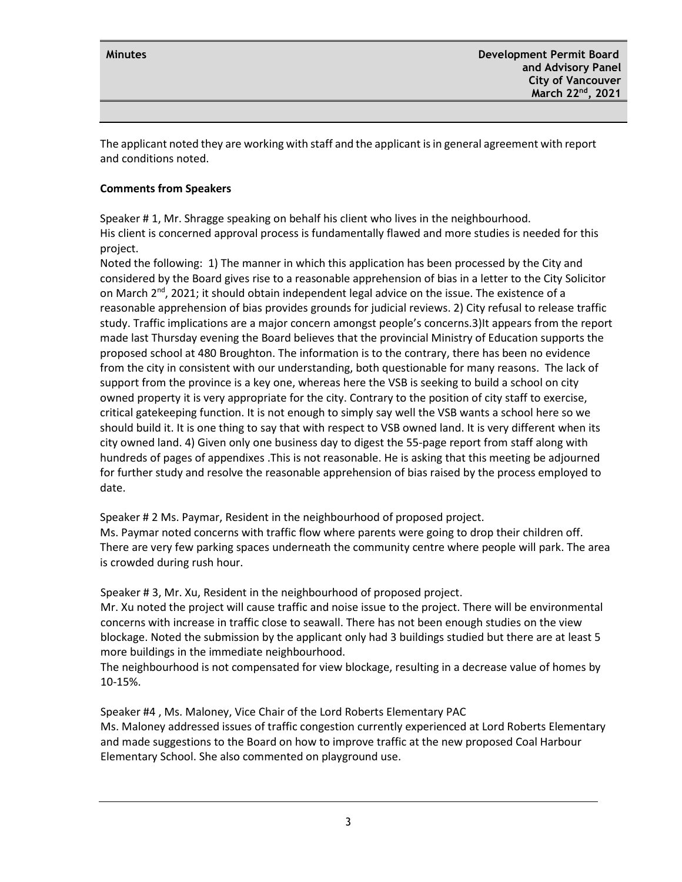The applicant noted they are working with staff and the applicant is in general agreement with report and conditions noted.

**Comments from Speakers**

Speaker # 1, Mr. Shragge speaking on behalf his client who lives in the neighbourhood.
His client is concerned approval process is fundamentally flawed and more studies is needed for this project.
Noted the following: 1) The manner in which this application has been processed by the City and considered by the Board gives rise to a reasonable apprehension of bias in a letter to the City Solicitor on March 2nd, 2021; it should obtain independent legal advice on the issue. The existence of a reasonable apprehension of bias provides grounds for judicial reviews. 2) City refusal to release traffic study. Traffic implications are a major concern amongst people's concerns.3)It appears from the report made last Thursday evening the Board believes that the provincial Ministry of Education supports the proposed school at 480 Broughton. The information is to the contrary, there has been no evidence from the city in consistent with our understanding, both questionable for many reasons. The lack of support from the province is a key one, whereas here the VSB is seeking to build a school on city owned property it is very appropriate for the city. Contrary to the position of city staff to exercise, critical gatekeeping function. It is not enough to simply say well the VSB wants a school here so we should build it. It is one thing to say that with respect to VSB owned land. It is very different when its city owned land. 4) Given only one business day to digest the 55-page report from staff along with hundreds of pages of appendixes .This is not reasonable. He is asking that this meeting be adjourned for further study and resolve the reasonable apprehension of bias raised by the process employed to date.

Speaker # 2 Ms. Paymar, Resident in the neighbourhood of proposed project.
Ms. Paymar noted concerns with traffic flow where parents were going to drop their children off. There are very few parking spaces underneath the community centre where people will park. The area is crowded during rush hour.

Speaker # 3, Mr. Xu, Resident in the neighbourhood of proposed project.
Mr. Xu noted the project will cause traffic and noise issue to the project. There will be environmental concerns with increase in traffic close to seawall. There has not been enough studies on the view blockage. Noted the submission by the applicant only had 3 buildings studied but there are at least 5 more buildings in the immediate neighbourhood.
The neighbourhood is not compensated for view blockage, resulting in a decrease value of homes by 10-15%.

Speaker #4 , Ms. Maloney, Vice Chair of the Lord Roberts Elementary PAC
Ms. Maloney addressed issues of traffic congestion currently experienced at Lord Roberts Elementary and made suggestions to the Board on how to improve traffic at the new proposed Coal Harbour Elementary School. She also commented on playground use.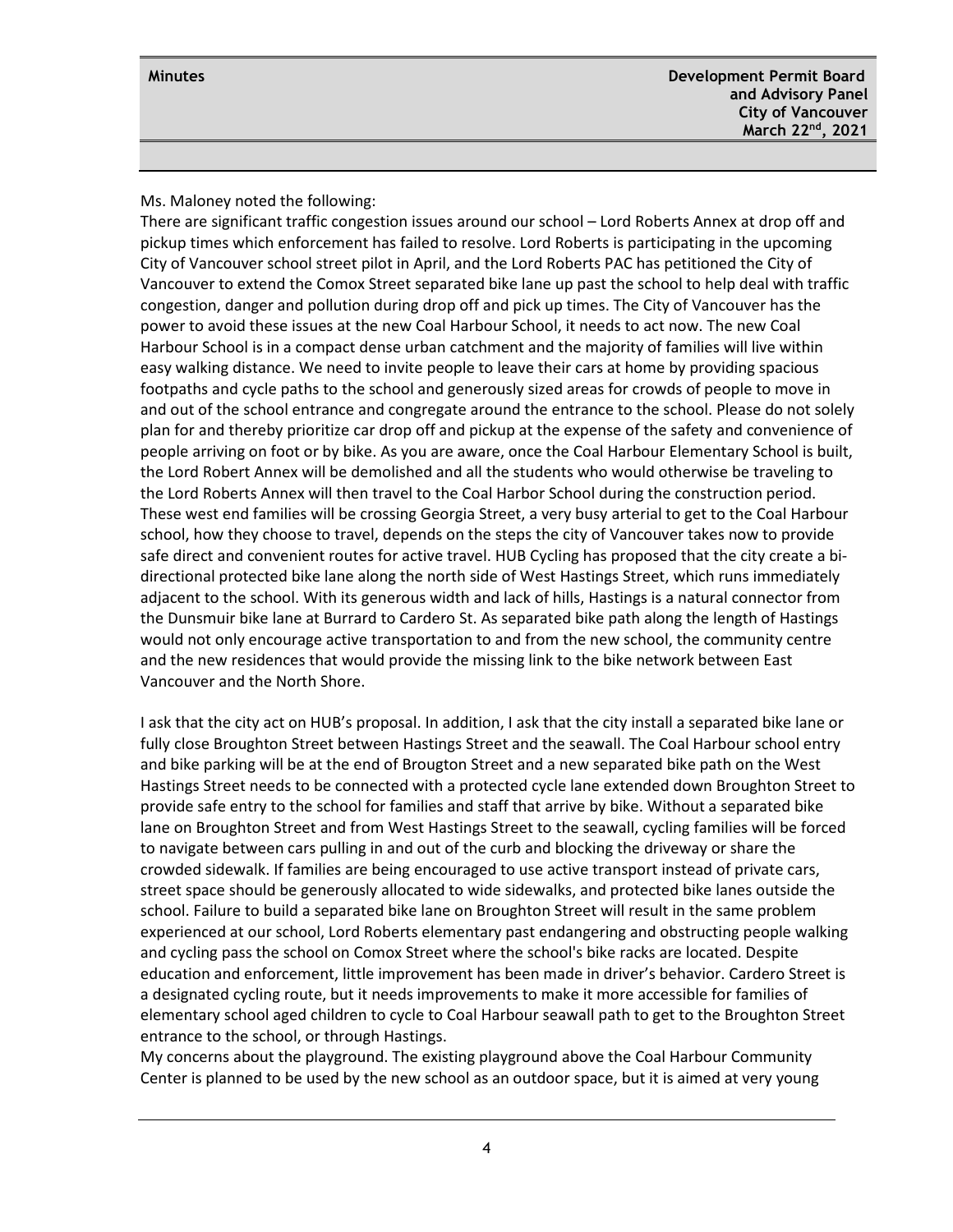Ms. Maloney noted the following:

There are significant traffic congestion issues around our school – Lord Roberts Annex at drop off and pickup times which enforcement has failed to resolve. Lord Roberts is participating in the upcoming City of Vancouver school street pilot in April, and the Lord Roberts PAC has petitioned the City of Vancouver to extend the Comox Street separated bike lane up past the school to help deal with traffic congestion, danger and pollution during drop off and pick up times. The City of Vancouver has the power to avoid these issues at the new Coal Harbour School, it needs to act now. The new Coal Harbour School is in a compact dense urban catchment and the majority of families will live within easy walking distance. We need to invite people to leave their cars at home by providing spacious footpaths and cycle paths to the school and generously sized areas for crowds of people to move in and out of the school entrance and congregate around the entrance to the school. Please do not solely plan for and thereby prioritize car drop off and pickup at the expense of the safety and convenience of people arriving on foot or by bike. As you are aware, once the Coal Harbour Elementary School is built, the Lord Robert Annex will be demolished and all the students who would otherwise be traveling to the Lord Roberts Annex will then travel to the Coal Harbor School during the construction period. These west end families will be crossing Georgia Street, a very busy arterial to get to the Coal Harbour school, how they choose to travel, depends on the steps the city of Vancouver takes now to provide safe direct and convenient routes for active travel. HUB Cycling has proposed that the city create a bi-directional protected bike lane along the north side of West Hastings Street, which runs immediately adjacent to the school. With its generous width and lack of hills, Hastings is a natural connector from the Dunsmuir bike lane at Burrard to Cardero St. As separated bike path along the length of Hastings would not only encourage active transportation to and from the new school, the community centre and the new residences that would provide the missing link to the bike network between East Vancouver and the North Shore.

I ask that the city act on HUB's proposal. In addition, I ask that the city install a separated bike lane or fully close Broughton Street between Hastings Street and the seawall. The Coal Harbour school entry and bike parking will be at the end of Brougton Street and a new separated bike path on the West Hastings Street needs to be connected with a protected cycle lane extended down Broughton Street to provide safe entry to the school for families and staff that arrive by bike. Without a separated bike lane on Broughton Street and from West Hastings Street to the seawall, cycling families will be forced to navigate between cars pulling in and out of the curb and blocking the driveway or share the crowded sidewalk. If families are being encouraged to use active transport instead of private cars, street space should be generously allocated to wide sidewalks, and protected bike lanes outside the school. Failure to build a separated bike lane on Broughton Street will result in the same problem experienced at our school, Lord Roberts elementary past endangering and obstructing people walking and cycling pass the school on Comox Street where the school's bike racks are located. Despite education and enforcement, little improvement has been made in driver's behavior. Cardero Street is a designated cycling route, but it needs improvements to make it more accessible for families of elementary school aged children to cycle to Coal Harbour seawall path to get to the Broughton Street entrance to the school, or through Hastings.

My concerns about the playground. The existing playground above the Coal Harbour Community Center is planned to be used by the new school as an outdoor space, but it is aimed at very young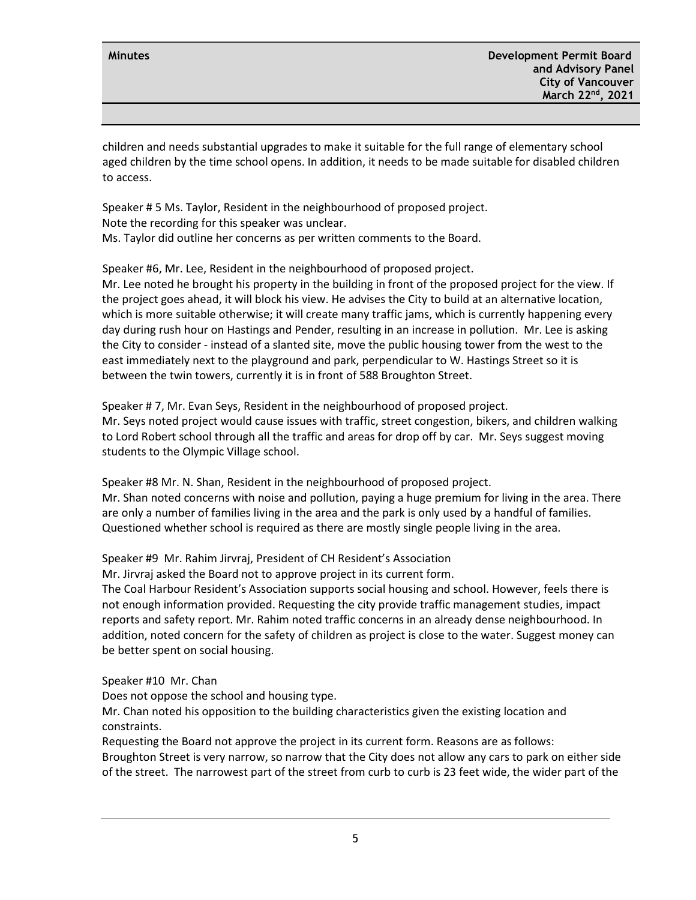children and needs substantial upgrades to make it suitable for the full range of elementary school aged children by the time school opens. In addition, it needs to be made suitable for disabled children to access.

Speaker # 5 Ms. Taylor, Resident in the neighbourhood of proposed project.
Note the recording for this speaker was unclear.
Ms. Taylor did outline her concerns as per written comments to the Board.

Speaker #6, Mr. Lee, Resident in the neighbourhood of proposed project.
Mr. Lee noted he brought his property in the building in front of the proposed project for the view. If the project goes ahead, it will block his view. He advises the City to build at an alternative location, which is more suitable otherwise; it will create many traffic jams, which is currently happening every day during rush hour on Hastings and Pender, resulting in an increase in pollution. Mr. Lee is asking the City to consider - instead of a slanted site, move the public housing tower from the west to the east immediately next to the playground and park, perpendicular to W. Hastings Street so it is between the twin towers, currently it is in front of 588 Broughton Street.

Speaker # 7, Mr. Evan Seys, Resident in the neighbourhood of proposed project.
Mr. Seys noted project would cause issues with traffic, street congestion, bikers, and children walking to Lord Robert school through all the traffic and areas for drop off by car. Mr. Seys suggest moving students to the Olympic Village school.

Speaker #8 Mr. N. Shan, Resident in the neighbourhood of proposed project.
Mr. Shan noted concerns with noise and pollution, paying a huge premium for living in the area. There are only a number of families living in the area and the park is only used by a handful of families. Questioned whether school is required as there are mostly single people living in the area.

Speaker #9 Mr. Rahim Jirvraj, President of CH Resident's Association
Mr. Jirvraj asked the Board not to approve project in its current form.
The Coal Harbour Resident's Association supports social housing and school. However, feels there is not enough information provided. Requesting the city provide traffic management studies, impact reports and safety report. Mr. Rahim noted traffic concerns in an already dense neighbourhood. In addition, noted concern for the safety of children as project is close to the water. Suggest money can be better spent on social housing.

Speaker #10 Mr. Chan
Does not oppose the school and housing type.
Mr. Chan noted his opposition to the building characteristics given the existing location and constraints.
Requesting the Board not approve the project in its current form. Reasons are as follows:
Broughton Street is very narrow, so narrow that the City does not allow any cars to park on either side of the street. The narrowest part of the street from curb to curb is 23 feet wide, the wider part of the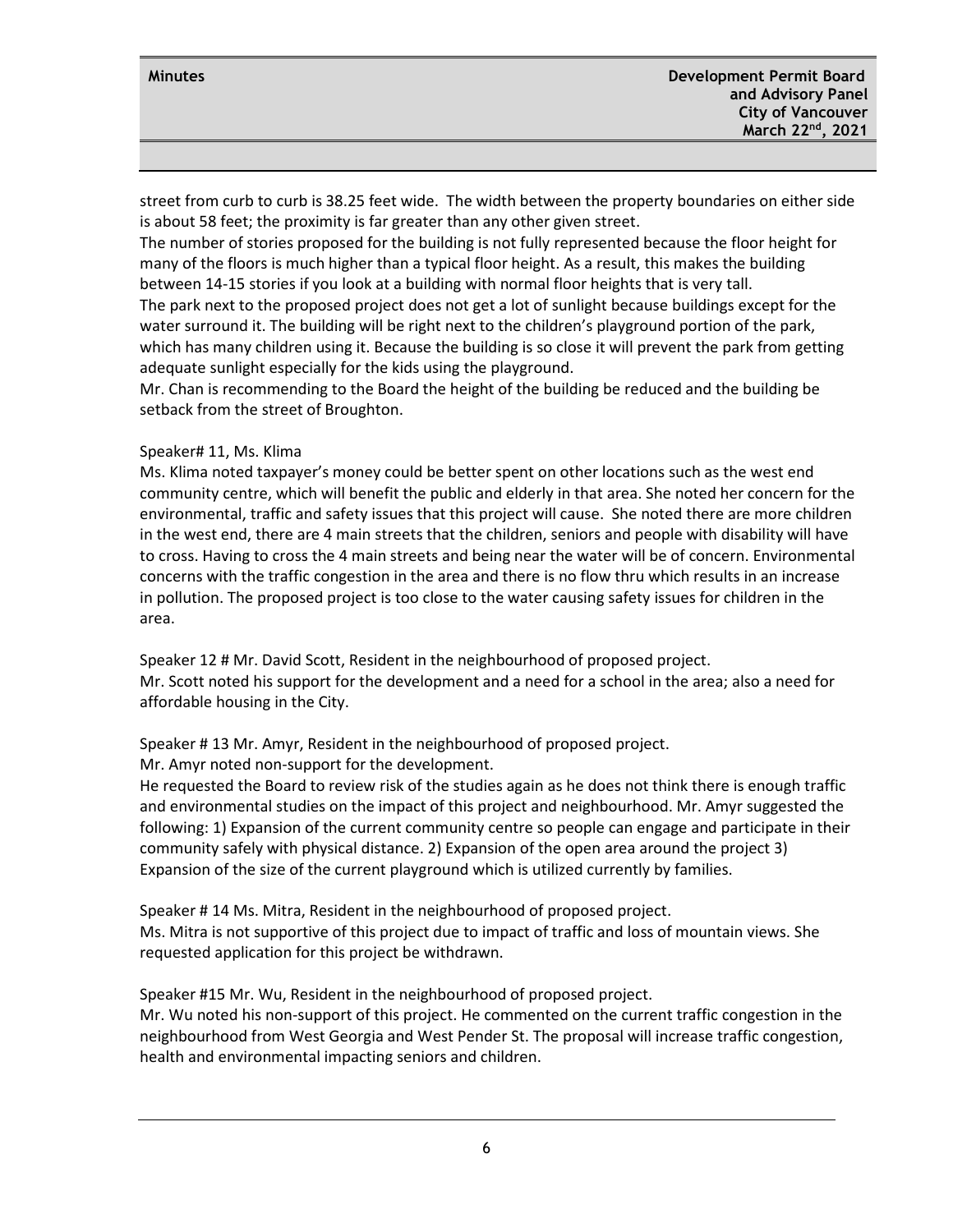street from curb to curb is 38.25 feet wide. The width between the property boundaries on either side is about 58 feet; the proximity is far greater than any other given street.

The number of stories proposed for the building is not fully represented because the floor height for many of the floors is much higher than a typical floor height. As a result, this makes the building between 14-15 stories if you look at a building with normal floor heights that is very tall.

The park next to the proposed project does not get a lot of sunlight because buildings except for the water surround it. The building will be right next to the children's playground portion of the park, which has many children using it. Because the building is so close it will prevent the park from getting adequate sunlight especially for the kids using the playground.

Mr. Chan is recommending to the Board the height of the building be reduced and the building be setback from the street of Broughton.

Speaker# 11, Ms. Klima

Ms. Klima noted taxpayer's money could be better spent on other locations such as the west end community centre, which will benefit the public and elderly in that area. She noted her concern for the environmental, traffic and safety issues that this project will cause. She noted there are more children in the west end, there are 4 main streets that the children, seniors and people with disability will have to cross. Having to cross the 4 main streets and being near the water will be of concern. Environmental concerns with the traffic congestion in the area and there is no flow thru which results in an increase in pollution. The proposed project is too close to the water causing safety issues for children in the area.

Speaker 12 # Mr. David Scott, Resident in the neighbourhood of proposed project.

Mr. Scott noted his support for the development and a need for a school in the area; also a need for affordable housing in the City.

Speaker # 13 Mr. Amyr, Resident in the neighbourhood of proposed project.

Mr. Amyr noted non-support for the development.

He requested the Board to review risk of the studies again as he does not think there is enough traffic and environmental studies on the impact of this project and neighbourhood. Mr. Amyr suggested the following: 1) Expansion of the current community centre so people can engage and participate in their community safely with physical distance. 2) Expansion of the open area around the project 3) Expansion of the size of the current playground which is utilized currently by families.

Speaker # 14 Ms. Mitra, Resident in the neighbourhood of proposed project.

Ms. Mitra is not supportive of this project due to impact of traffic and loss of mountain views. She requested application for this project be withdrawn.

Speaker #15 Mr. Wu, Resident in the neighbourhood of proposed project.

Mr. Wu noted his non-support of this project. He commented on the current traffic congestion in the neighbourhood from West Georgia and West Pender St. The proposal will increase traffic congestion, health and environmental impacting seniors and children.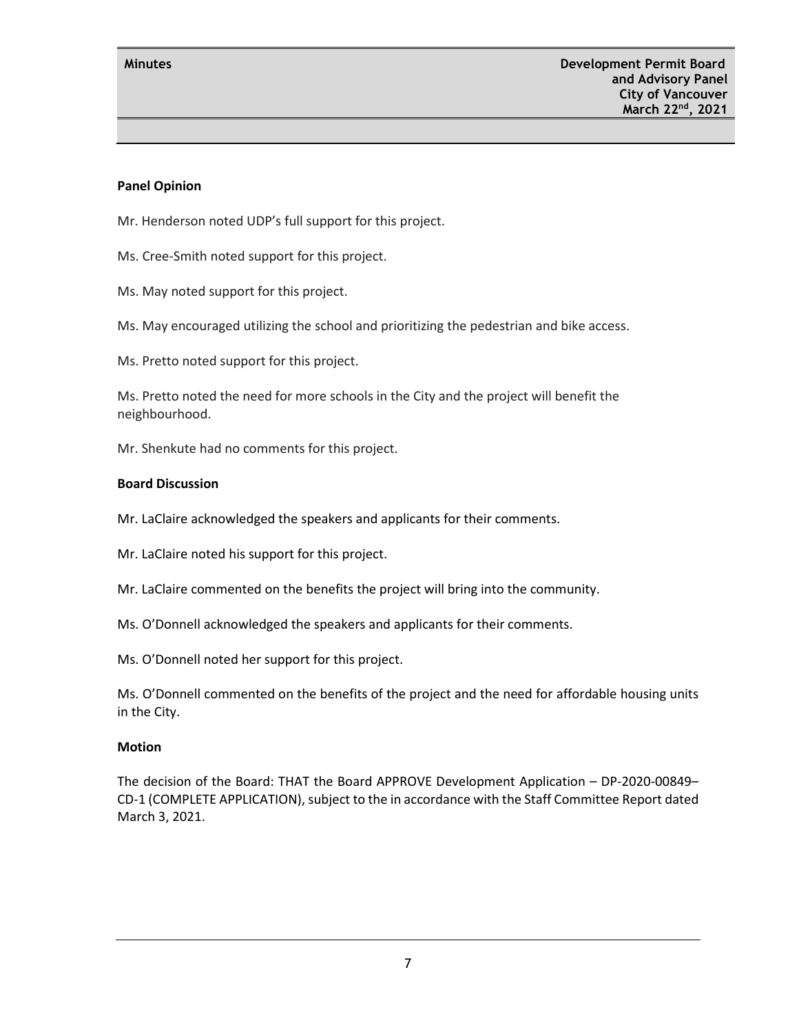### Panel Opinion

Mr. Henderson noted UDP's full support for this project.

Ms. Cree-Smith noted support for this project.

Ms. May noted support for this project.

Ms. May encouraged utilizing the school and prioritizing the pedestrian and bike access.

Ms. Pretto noted support for this project.

Ms. Pretto noted the need for more schools in the City and the project will benefit the neighbourhood.

Mr. Shenkute had no comments for this project.

### Board Discussion

Mr. LaClaire acknowledged the speakers and applicants for their comments.

Mr. LaClaire noted his support for this project.

Mr. LaClaire commented on the benefits the project will bring into the community.

Ms. O'Donnell acknowledged the speakers and applicants for their comments.

Ms. O'Donnell noted her support for this project.

Ms. O'Donnell commented on the benefits of the project and the need for affordable housing units in the City.

### Motion

The decision of the Board: THAT the Board APPROVE Development Application – DP-2020-00849– CD-1 (COMPLETE APPLICATION), subject to the in accordance with the Staff Committee Report dated March 3, 2021.